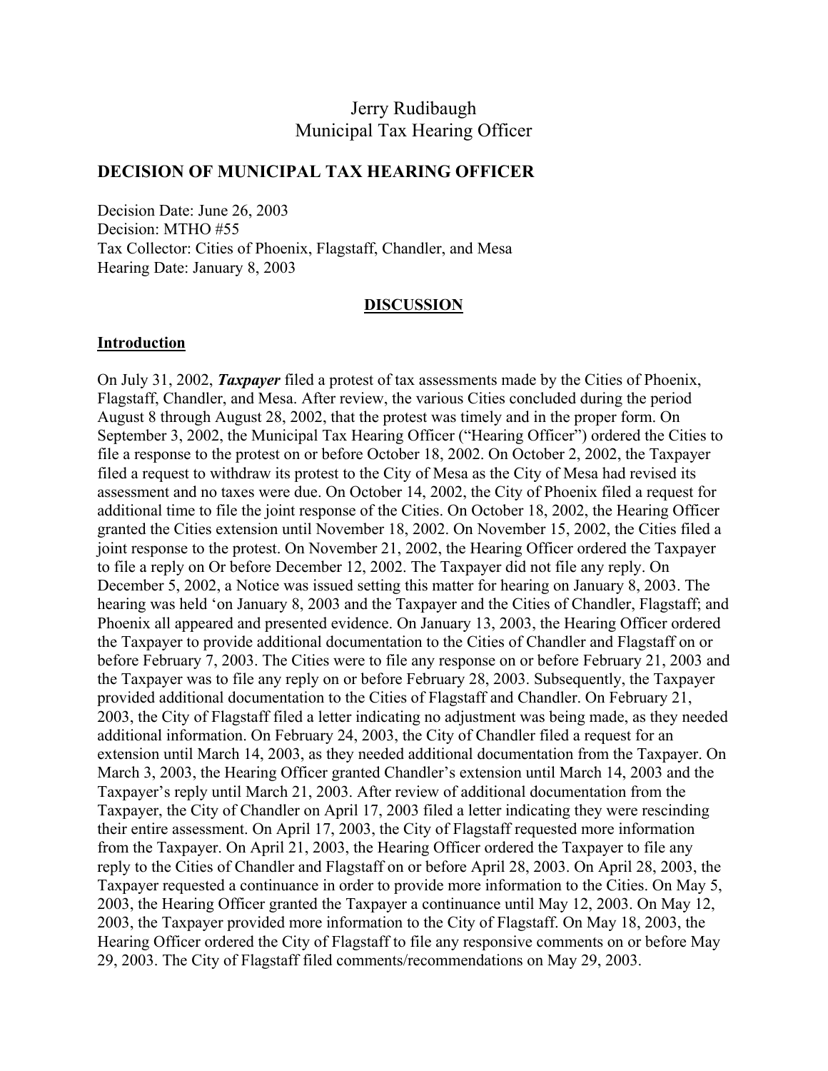Jerry Rudibaugh
Municipal Tax Hearing Officer

## DECISION OF MUNICIPAL TAX HEARING OFFICER

Decision Date: June 26, 2003
Decision: MTHO #55
Tax Collector: Cities of Phoenix, Flagstaff, Chandler, and Mesa
Hearing Date: January 8, 2003

## DISCUSSION

### Introduction

On July 31, 2002, ***Taxpayer*** filed a protest of tax assessments made by the Cities of Phoenix, Flagstaff, Chandler, and Mesa. After review, the various Cities concluded during the period August 8 through August 28, 2002, that the protest was timely and in the proper form. On September 3, 2002, the Municipal Tax Hearing Officer ("Hearing Officer") ordered the Cities to file a response to the protest on or before October 18, 2002. On October 2, 2002, the Taxpayer filed a request to withdraw its protest to the City of Mesa as the City of Mesa had revised its assessment and no taxes were due. On October 14, 2002, the City of Phoenix filed a request for additional time to file the joint response of the Cities. On October 18, 2002, the Hearing Officer granted the Cities extension until November 18, 2002. On November 15, 2002, the Cities filed a joint response to the protest. On November 21, 2002, the Hearing Officer ordered the Taxpayer to file a reply on Or before December 12, 2002. The Taxpayer did not file any reply. On December 5, 2002, a Notice was issued setting this matter for hearing on January 8, 2003. The hearing was held 'on January 8, 2003 and the Taxpayer and the Cities of Chandler, Flagstaff; and Phoenix all appeared and presented evidence. On January 13, 2003, the Hearing Officer ordered the Taxpayer to provide additional documentation to the Cities of Chandler and Flagstaff on or before February 7, 2003. The Cities were to file any response on or before February 21, 2003 and the Taxpayer was to file any reply on or before February 28, 2003. Subsequently, the Taxpayer provided additional documentation to the Cities of Flagstaff and Chandler. On February 21, 2003, the City of Flagstaff filed a letter indicating no adjustment was being made, as they needed additional information. On February 24, 2003, the City of Chandler filed a request for an extension until March 14, 2003, as they needed additional documentation from the Taxpayer. On March 3, 2003, the Hearing Officer granted Chandler's extension until March 14, 2003 and the Taxpayer's reply until March 21, 2003. After review of additional documentation from the Taxpayer, the City of Chandler on April 17, 2003 filed a letter indicating they were rescinding their entire assessment. On April 17, 2003, the City of Flagstaff requested more information from the Taxpayer. On April 21, 2003, the Hearing Officer ordered the Taxpayer to file any reply to the Cities of Chandler and Flagstaff on or before April 28, 2003. On April 28, 2003, the Taxpayer requested a continuance in order to provide more information to the Cities. On May 5, 2003, the Hearing Officer granted the Taxpayer a continuance until May 12, 2003. On May 12, 2003, the Taxpayer provided more information to the City of Flagstaff. On May 18, 2003, the Hearing Officer ordered the City of Flagstaff to file any responsive comments on or before May 29, 2003. The City of Flagstaff filed comments/recommendations on May 29, 2003.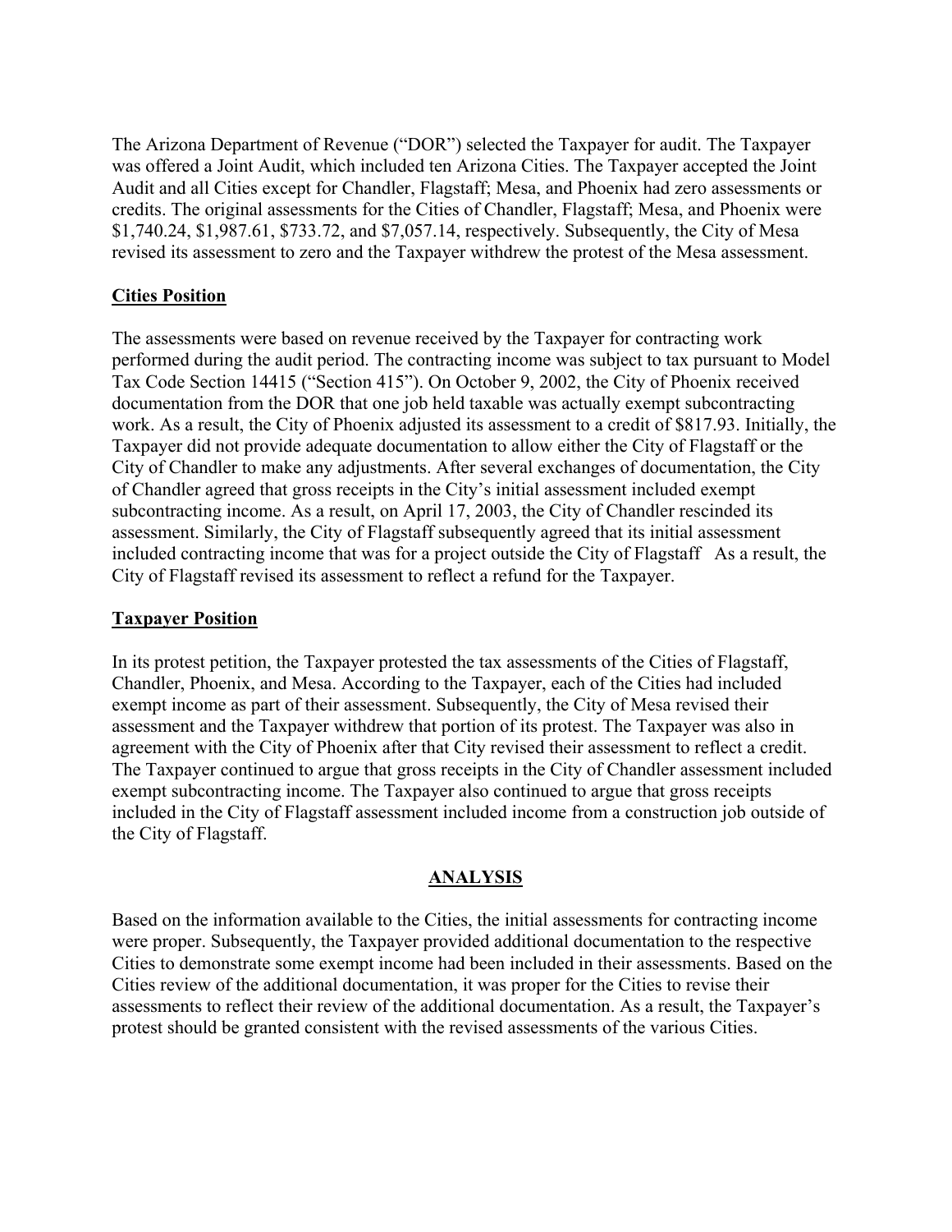The Arizona Department of Revenue ("DOR") selected the Taxpayer for audit. The Taxpayer was offered a Joint Audit, which included ten Arizona Cities. The Taxpayer accepted the Joint Audit and all Cities except for Chandler, Flagstaff; Mesa, and Phoenix had zero assessments or credits. The original assessments for the Cities of Chandler, Flagstaff; Mesa, and Phoenix were $1,740.24, $1,987.61, $733.72, and $7,057.14, respectively. Subsequently, the City of Mesa revised its assessment to zero and the Taxpayer withdrew the protest of the Mesa assessment.

**Cities Position**

The assessments were based on revenue received by the Taxpayer for contracting work performed during the audit period. The contracting income was subject to tax pursuant to Model Tax Code Section 14415 ("Section 415"). On October 9, 2002, the City of Phoenix received documentation from the DOR that one job held taxable was actually exempt subcontracting work. As a result, the City of Phoenix adjusted its assessment to a credit of $817.93. Initially, the Taxpayer did not provide adequate documentation to allow either the City of Flagstaff or the City of Chandler to make any adjustments. After several exchanges of documentation, the City of Chandler agreed that gross receipts in the City's initial assessment included exempt subcontracting income. As a result, on April 17, 2003, the City of Chandler rescinded its assessment. Similarly, the City of Flagstaff subsequently agreed that its initial assessment included contracting income that was for a project outside the City of Flagstaff As a result, the City of Flagstaff revised its assessment to reflect a refund for the Taxpayer.

**Taxpayer Position**

In its protest petition, the Taxpayer protested the tax assessments of the Cities of Flagstaff, Chandler, Phoenix, and Mesa. According to the Taxpayer, each of the Cities had included exempt income as part of their assessment. Subsequently, the City of Mesa revised their assessment and the Taxpayer withdrew that portion of its protest. The Taxpayer was also in agreement with the City of Phoenix after that City revised their assessment to reflect a credit. The Taxpayer continued to argue that gross receipts in the City of Chandler assessment included exempt subcontracting income. The Taxpayer also continued to argue that gross receipts included in the City of Flagstaff assessment included income from a construction job outside of the City of Flagstaff.

## ANALYSIS

Based on the information available to the Cities, the initial assessments for contracting income were proper. Subsequently, the Taxpayer provided additional documentation to the respective Cities to demonstrate some exempt income had been included in their assessments. Based on the Cities review of the additional documentation, it was proper for the Cities to revise their assessments to reflect their review of the additional documentation. As a result, the Taxpayer's protest should be granted consistent with the revised assessments of the various Cities.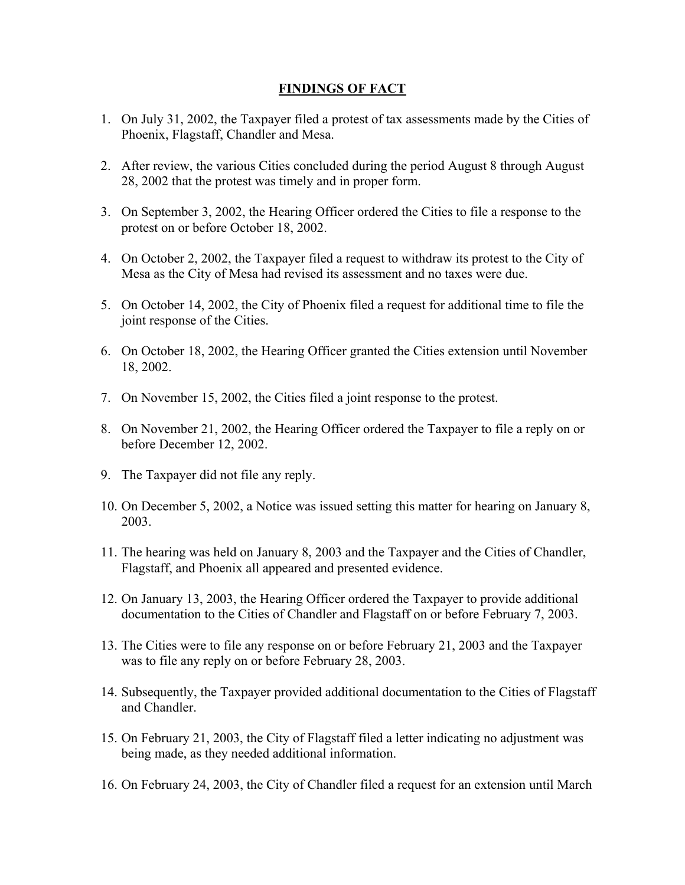## FINDINGS OF FACT

1. On July 31, 2002, the Taxpayer filed a protest of tax assessments made by the Cities of Phoenix, Flagstaff, Chandler and Mesa.

2. After review, the various Cities concluded during the period August 8 through August 28, 2002 that the protest was timely and in proper form.

3. On September 3, 2002, the Hearing Officer ordered the Cities to file a response to the protest on or before October 18, 2002.

4. On October 2, 2002, the Taxpayer filed a request to withdraw its protest to the City of Mesa as the City of Mesa had revised its assessment and no taxes were due.

5. On October 14, 2002, the City of Phoenix filed a request for additional time to file the joint response of the Cities.

6. On October 18, 2002, the Hearing Officer granted the Cities extension until November 18, 2002.

7. On November 15, 2002, the Cities filed a joint response to the protest.

8. On November 21, 2002, the Hearing Officer ordered the Taxpayer to file a reply on or before December 12, 2002.

9. The Taxpayer did not file any reply.

10. On December 5, 2002, a Notice was issued setting this matter for hearing on January 8, 2003.

11. The hearing was held on January 8, 2003 and the Taxpayer and the Cities of Chandler, Flagstaff, and Phoenix all appeared and presented evidence.

12. On January 13, 2003, the Hearing Officer ordered the Taxpayer to provide additional documentation to the Cities of Chandler and Flagstaff on or before February 7, 2003.

13. The Cities were to file any response on or before February 21, 2003 and the Taxpayer was to file any reply on or before February 28, 2003.

14. Subsequently, the Taxpayer provided additional documentation to the Cities of Flagstaff and Chandler.

15. On February 21, 2003, the City of Flagstaff filed a letter indicating no adjustment was being made, as they needed additional information.

16. On February 24, 2003, the City of Chandler filed a request for an extension until March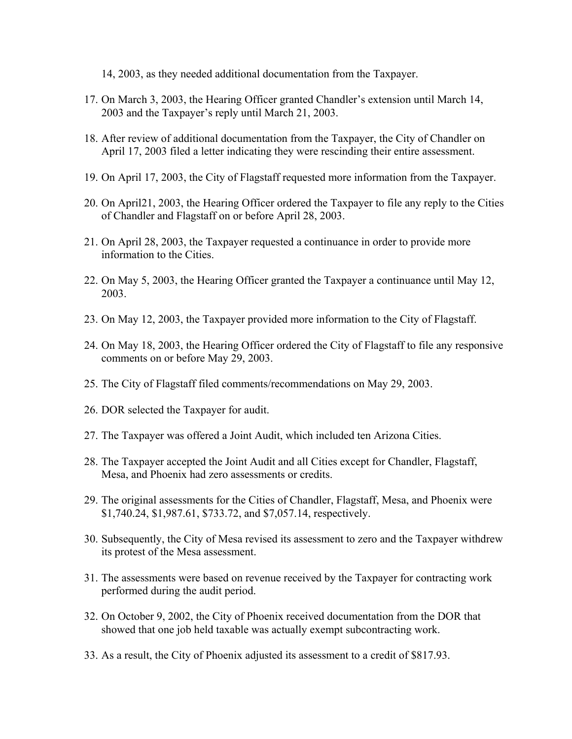14, 2003, as they needed additional documentation from the Taxpayer.

17. On March 3, 2003, the Hearing Officer granted Chandler's extension until March 14, 2003 and the Taxpayer's reply until March 21, 2003.

18. After review of additional documentation from the Taxpayer, the City of Chandler on April 17, 2003 filed a letter indicating they were rescinding their entire assessment.

19. On April 17, 2003, the City of Flagstaff requested more information from the Taxpayer.

20. On April21, 2003, the Hearing Officer ordered the Taxpayer to file any reply to the Cities of Chandler and Flagstaff on or before April 28, 2003.

21. On April 28, 2003, the Taxpayer requested a continuance in order to provide more information to the Cities.

22. On May 5, 2003, the Hearing Officer granted the Taxpayer a continuance until May 12, 2003.

23. On May 12, 2003, the Taxpayer provided more information to the City of Flagstaff.

24. On May 18, 2003, the Hearing Officer ordered the City of Flagstaff to file any responsive comments on or before May 29, 2003.

25. The City of Flagstaff filed comments/recommendations on May 29, 2003.

26. DOR selected the Taxpayer for audit.

27. The Taxpayer was offered a Joint Audit, which included ten Arizona Cities.

28. The Taxpayer accepted the Joint Audit and all Cities except for Chandler, Flagstaff, Mesa, and Phoenix had zero assessments or credits.

29. The original assessments for the Cities of Chandler, Flagstaff, Mesa, and Phoenix were $1,740.24, $1,987.61, $733.72, and $7,057.14, respectively.

30. Subsequently, the City of Mesa revised its assessment to zero and the Taxpayer withdrew its protest of the Mesa assessment.

31. The assessments were based on revenue received by the Taxpayer for contracting work performed during the audit period.

32. On October 9, 2002, the City of Phoenix received documentation from the DOR that showed that one job held taxable was actually exempt subcontracting work.

33. As a result, the City of Phoenix adjusted its assessment to a credit of $817.93.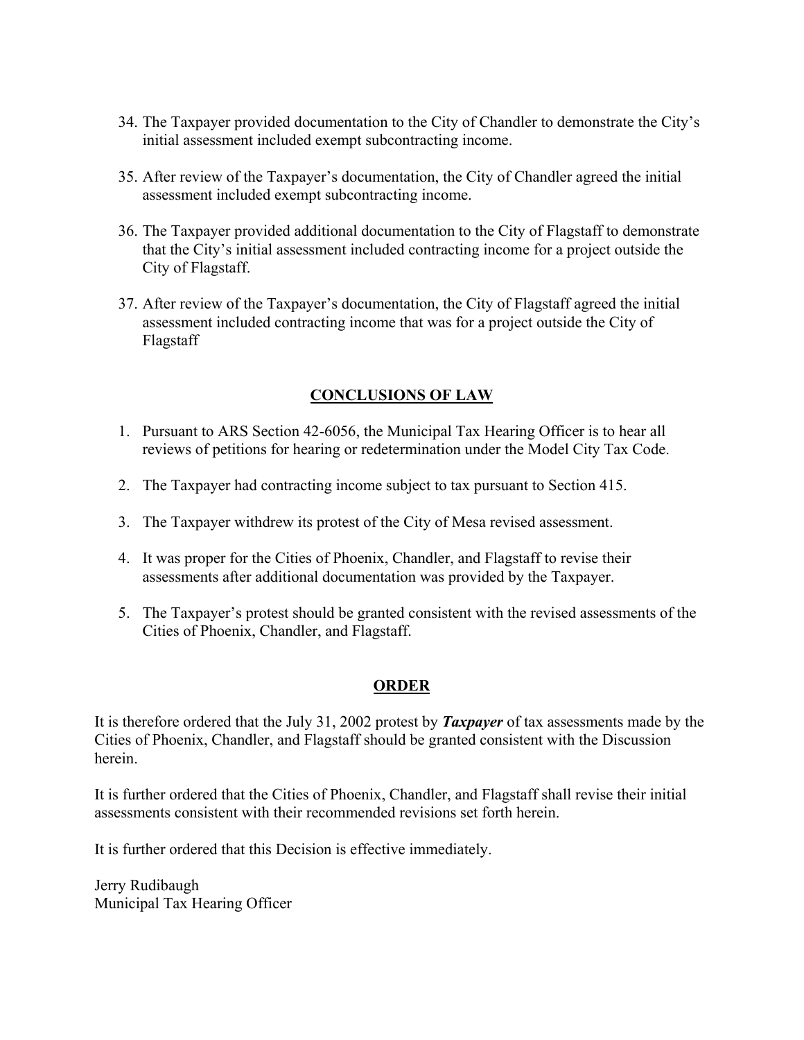34. The Taxpayer provided documentation to the City of Chandler to demonstrate the City's initial assessment included exempt subcontracting income.

35. After review of the Taxpayer's documentation, the City of Chandler agreed the initial assessment included exempt subcontracting income.

36. The Taxpayer provided additional documentation to the City of Flagstaff to demonstrate that the City's initial assessment included contracting income for a project outside the City of Flagstaff.

37. After review of the Taxpayer's documentation, the City of Flagstaff agreed the initial assessment included contracting income that was for a project outside the City of Flagstaff

## CONCLUSIONS OF LAW

1. Pursuant to ARS Section 42-6056, the Municipal Tax Hearing Officer is to hear all reviews of petitions for hearing or redetermination under the Model City Tax Code.

2. The Taxpayer had contracting income subject to tax pursuant to Section 415.

3. The Taxpayer withdrew its protest of the City of Mesa revised assessment.

4. It was proper for the Cities of Phoenix, Chandler, and Flagstaff to revise their assessments after additional documentation was provided by the Taxpayer.

5. The Taxpayer's protest should be granted consistent with the revised assessments of the Cities of Phoenix, Chandler, and Flagstaff.

## ORDER

It is therefore ordered that the July 31, 2002 protest by ***Taxpayer*** of tax assessments made by the Cities of Phoenix, Chandler, and Flagstaff should be granted consistent with the Discussion herein.

It is further ordered that the Cities of Phoenix, Chandler, and Flagstaff shall revise their initial assessments consistent with their recommended revisions set forth herein.

It is further ordered that this Decision is effective immediately.

Jerry Rudibaugh
Municipal Tax Hearing Officer